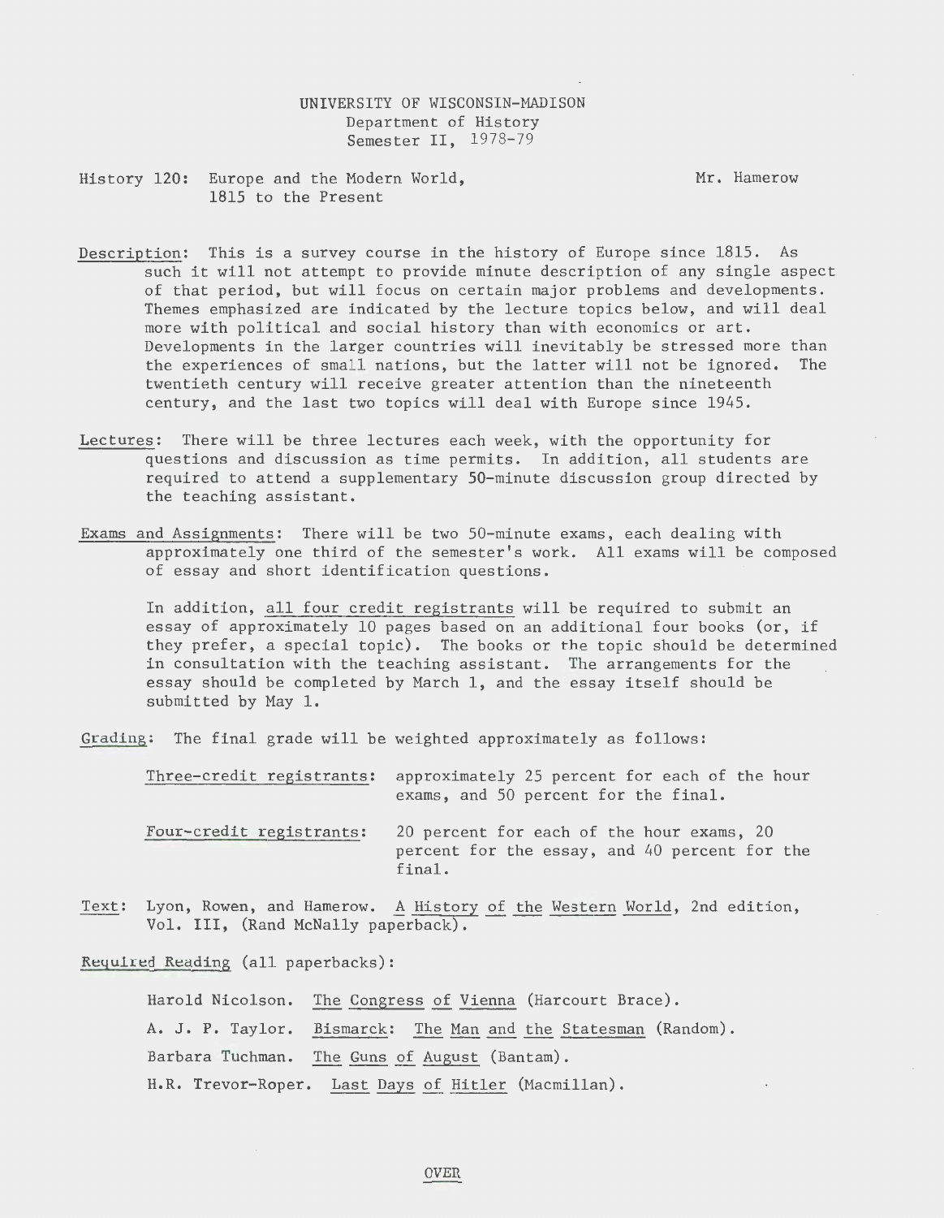UNIVERSITY OF WISCONSIN-MADISON
Department of History
Semester II, 1978-79

History 120: Europe and the Modern World, 1815 to the Present — Mr. Hamerow

Description: This is a survey course in the history of Europe since 1815. As such it will not attempt to provide minute description of any single aspect of that period, but will focus on certain major problems and developments. Themes emphasized are indicated by the lecture topics below, and will deal more with political and social history than with economics or art. Developments in the larger countries will inevitably be stressed more than the experiences of small nations, but the latter will not be ignored. The twentieth century will receive greater attention than the nineteenth century, and the last two topics will deal with Europe since 1945.

Lectures: There will be three lectures each week, with the opportunity for questions and discussion as time permits. In addition, all students are required to attend a supplementary 50-minute discussion group directed by the teaching assistant.

Exams and Assignments: There will be two 50-minute exams, each dealing with approximately one third of the semester's work. All exams will be composed of essay and short identification questions.

In addition, all four credit registrants will be required to submit an essay of approximately 10 pages based on an additional four books (or, if they prefer, a special topic). The books or the topic should be determined in consultation with the teaching assistant. The arrangements for the essay should be completed by March 1, and the essay itself should be submitted by May 1.

Grading: The final grade will be weighted approximately as follows:

Three-credit registrants: approximately 25 percent for each of the hour exams, and 50 percent for the final.

Four-credit registrants: 20 percent for each of the hour exams, 20 percent for the essay, and 40 percent for the final.

Text: Lyon, Rowen, and Hamerow. A History of the Western World, 2nd edition, Vol. III, (Rand McNally paperback).

Required Reading (all paperbacks):

Harold Nicolson. The Congress of Vienna (Harcourt Brace).

A. J. P. Taylor. Bismarck: The Man and the Statesman (Random).

Barbara Tuchman. The Guns of August (Bantam).

H.R. Trevor-Roper. Last Days of Hitler (Macmillan).

OVER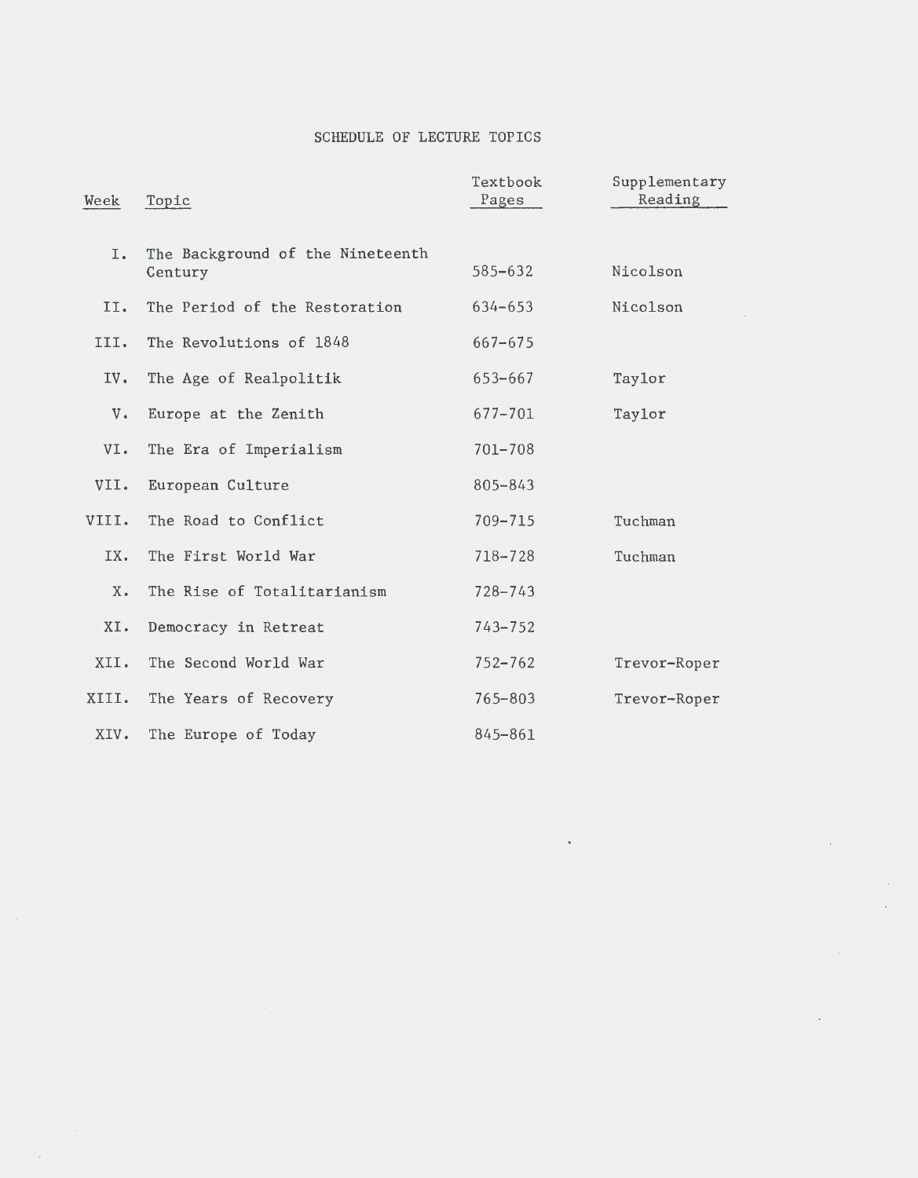# SCHEDULE OF LECTURE TOPICS

| Week | Topic | Textbook Pages | Supplementary Reading |
|---|---|---|---|
| I. | The Background of the Nineteenth Century | 585–632 | Nicolson |
| II. | The Period of the Restoration | 634–653 | Nicolson |
| III. | The Revolutions of 1848 | 667–675 | |
| IV. | The Age of Realpolitik | 653–667 | Taylor |
| V. | Europe at the Zenith | 677–701 | Taylor |
| VI. | The Era of Imperialism | 701–708 | |
| VII. | European Culture | 805–843 | |
| VIII. | The Road to Conflict | 709–715 | Tuchman |
| IX. | The First World War | 718–728 | Tuchman |
| X. | The Rise of Totalitarianism | 728–743 | |
| XI. | Democracy in Retreat | 743–752 | |
| XII. | The Second World War | 752–762 | Trevor-Roper |
| XIII. | The Years of Recovery | 765–803 | Trevor-Roper |
| XIV. | The Europe of Today | 845–861 | |